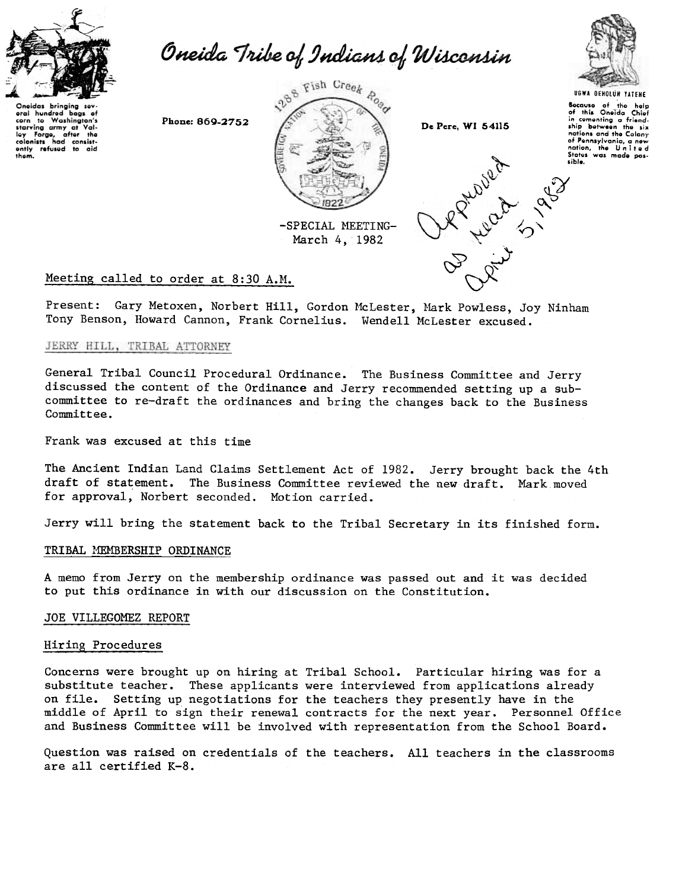# Oneida Tribe of Indians of Wisconsin

Oneidas bringing several hundred bags of corn to Washington's starving army at Valley Forge, after the colonists had consistently refused to aid them.

Phone: 869-2752

1288 Fish Creek Road

De Pere, WI 54115

UGWA DEHOLUH YATEHE

Because of the help of this Oneida Chief in cementing a friendship between the six nations and the Colony of Pennsylvania, a new nation, the United States was made possible.

-SPECIAL MEETING-
March 4, 1982

Approved as read April 5, 1982

Meeting called to order at 8:30 A.M.

Present: Gary Metoxen, Norbert Hill, Gordon McLester, Mark Powless, Joy Ninham Tony Benson, Howard Cannon, Frank Cornelius. Wendell McLester excused.

## JERRY HILL, TRIBAL ATTORNEY

General Tribal Council Procedural Ordinance. The Business Committee and Jerry discussed the content of the Ordinance and Jerry recommended setting up a sub-committee to re-draft the ordinances and bring the changes back to the Business Committee.

Frank was excused at this time

The Ancient Indian Land Claims Settlement Act of 1982. Jerry brought back the 4th draft of statement. The Business Committee reviewed the new draft. Mark moved for approval, Norbert seconded. Motion carried.

Jerry will bring the statement back to the Tribal Secretary in its finished form.

## TRIBAL MEMBERSHIP ORDINANCE

A memo from Jerry on the membership ordinance was passed out and it was decided to put this ordinance in with our discussion on the Constitution.

## JOE VILLEGOMEZ REPORT

### Hiring Procedures

Concerns were brought up on hiring at Tribal School. Particular hiring was for a substitute teacher. These applicants were interviewed from applications already on file. Setting up negotiations for the teachers they presently have in the middle of April to sign their renewal contracts for the next year. Personnel Office and Business Committee will be involved with representation from the School Board.

Question was raised on credentials of the teachers. All teachers in the classrooms are all certified K-8.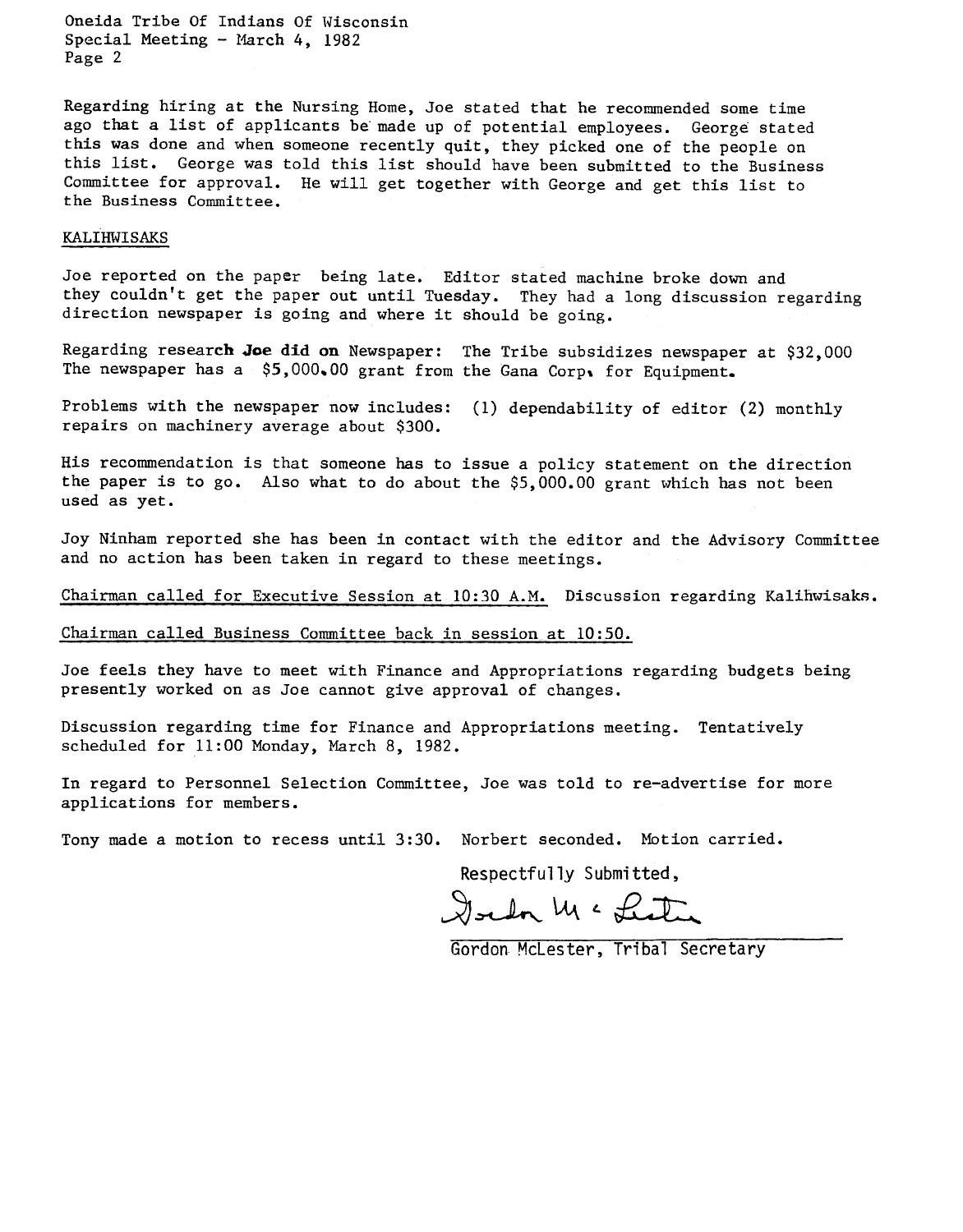Regarding hiring at the Nursing Home, Joe stated that he recommended some time ago that a list of applicants be made up of potential employees. George stated this was done and when someone recently quit, they picked one of the people on this list. George was told this list should have been submitted to the Business Committee for approval. He will get together with George and get this list to the Business Committee.

KALIHWISAKS

Joe reported on the paper being late. Editor stated machine broke down and they couldn't get the paper out until Tuesday. They had a long discussion regarding direction newspaper is going and where it should be going.

Regarding research **Joe did on** Newspaper: The Tribe subsidizes newspaper at $32,000 The newspaper has a $5,000.00 grant from the Gana Corp. for Equipment.

Problems with the newspaper now includes: (1) dependability of editor (2) monthly repairs on machinery average about $300.

His recommendation is that someone has to issue a policy statement on the direction the paper is to go. Also what to do about the $5,000.00 grant which has not been used as yet.

Joy Ninham reported she has been in contact with the editor and the Advisory Committee and no action has been taken in regard to these meetings.

Chairman called for Executive Session at 10:30 A.M. Discussion regarding Kalihwisaks.

Chairman called Business Committee back in session at 10:50.

Joe feels they have to meet with Finance and Appropriations regarding budgets being presently worked on as Joe cannot give approval of changes.

Discussion regarding time for Finance and Appropriations meeting. Tentatively scheduled for 11:00 Monday, March 8, 1982.

In regard to Personnel Selection Committee, Joe was told to re-advertise for more applications for members.

Tony made a motion to recess until 3:30. Norbert seconded. Motion carried.

Respectfully Submitted,

Gordon McLester

Gordon McLester, Tribal Secretary